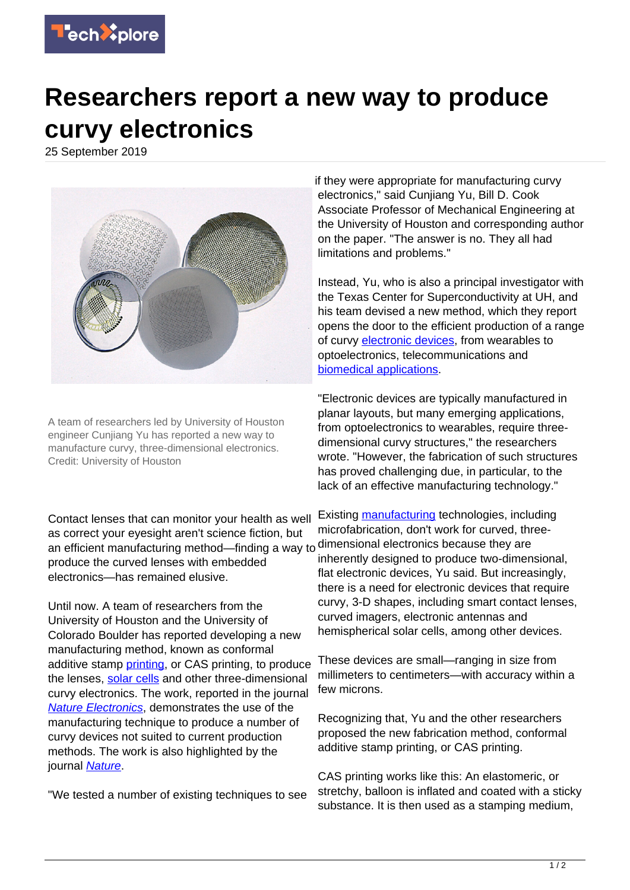# Researchers report a new way to produce curvy electronics

25 September 2019

A team of researchers led by University of Houston engineer Cunjiang Yu has reported a new way to manufacture curvy, three-dimensional electronics. Credit: University of Houston

Contact lenses that can monitor your health as well as correct your eyesight aren't science fiction, but an efficient manufacturing method—finding a way to produce the curved lenses with embedded electronics—has remained elusive.

Until now. A team of researchers from the University of Houston and the University of Colorado Boulder has reported developing a new manufacturing method, known as conformal additive stamp printing, or CAS printing, to produce the lenses, solar cells and other three-dimensional curvy electronics. The work, reported in the journal *Nature Electronics*, demonstrates the use of the manufacturing technique to produce a number of curvy devices not suited to current production methods. The work is also highlighted by the journal *Nature*.

"We tested a number of existing techniques to see if they were appropriate for manufacturing curvy electronics," said Cunjiang Yu, Bill D. Cook Associate Professor of Mechanical Engineering at the University of Houston and corresponding author on the paper. "The answer is no. They all had limitations and problems."

Instead, Yu, who is also a principal investigator with the Texas Center for Superconductivity at UH, and his team devised a new method, which they report opens the door to the efficient production of a range of curvy electronic devices, from wearables to optoelectronics, telecommunications and biomedical applications.

"Electronic devices are typically manufactured in planar layouts, but many emerging applications, from optoelectronics to wearables, require three-dimensional curvy structures," the researchers wrote. "However, the fabrication of such structures has proved challenging due, in particular, to the lack of an effective manufacturing technology."

Existing manufacturing technologies, including microfabrication, don't work for curved, three-dimensional electronics because they are inherently designed to produce two-dimensional, flat electronic devices, Yu said. But increasingly, there is a need for electronic devices that require curvy, 3-D shapes, including smart contact lenses, curved imagers, electronic antennas and hemispherical solar cells, among other devices.

These devices are small—ranging in size from millimeters to centimeters—with accuracy within a few microns.

Recognizing that, Yu and the other researchers proposed the new fabrication method, conformal additive stamp printing, or CAS printing.

CAS printing works like this: An elastomeric, or stretchy, balloon is inflated and coated with a sticky substance. It is then used as a stamping medium,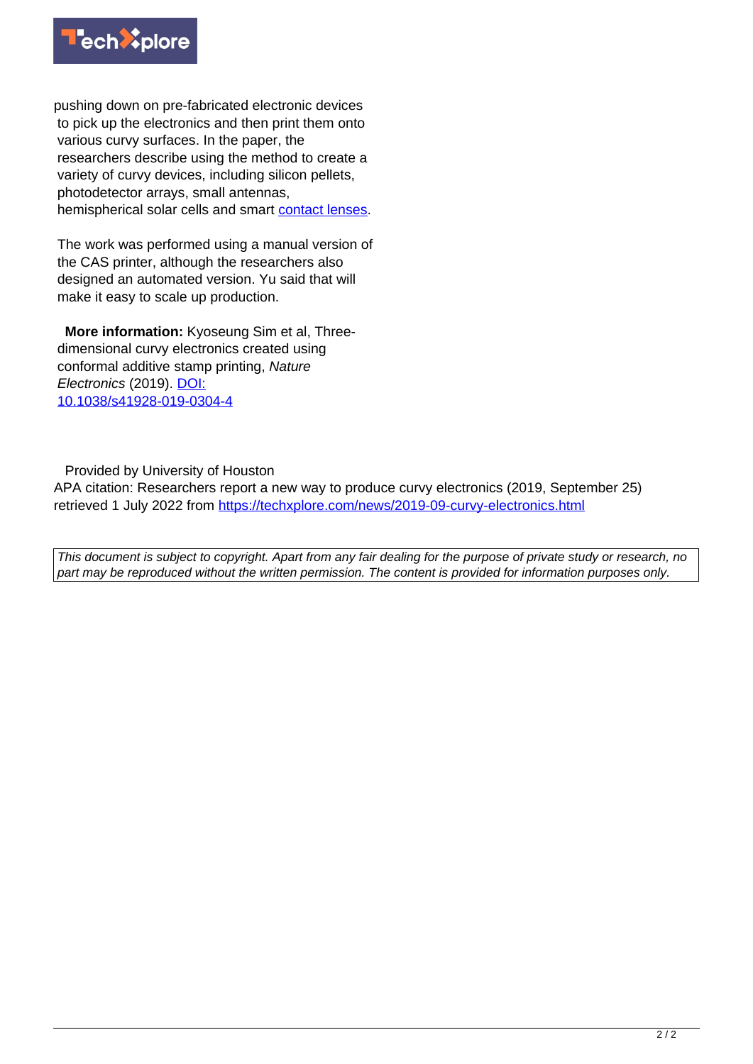pushing down on pre-fabricated electronic devices to pick up the electronics and then print them onto various curvy surfaces. In the paper, the researchers describe using the method to create a variety of curvy devices, including silicon pellets, photodetector arrays, small antennas, hemispherical solar cells and smart contact lenses.

The work was performed using a manual version of the CAS printer, although the researchers also designed an automated version. Yu said that will make it easy to scale up production.

**More information:** Kyoseung Sim et al, Three-dimensional curvy electronics created using conformal additive stamp printing, *Nature Electronics* (2019). DOI: 10.1038/s41928-019-0304-4

Provided by University of Houston

APA citation: Researchers report a new way to produce curvy electronics (2019, September 25) retrieved 1 July 2022 from https://techxplore.com/news/2019-09-curvy-electronics.html

*This document is subject to copyright. Apart from any fair dealing for the purpose of private study or research, no part may be reproduced without the written permission. The content is provided for information purposes only.*